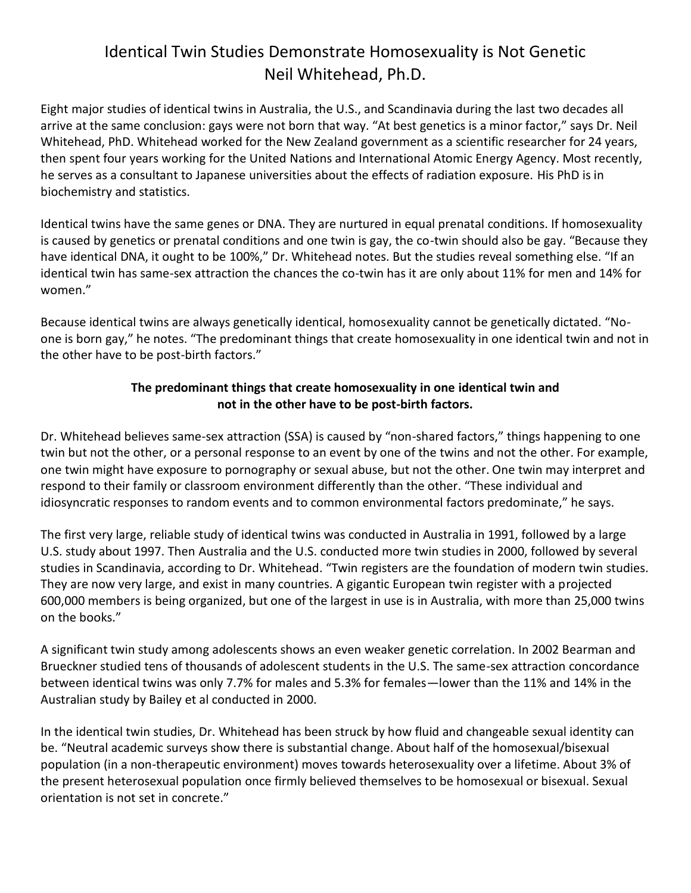# Identical Twin Studies Demonstrate Homosexuality is Not Genetic
## Neil Whitehead, Ph.D.

Eight major studies of identical twins in Australia, the U.S., and Scandinavia during the last two decades all arrive at the same conclusion: gays were not born that way. "At best genetics is a minor factor," says Dr. Neil Whitehead, PhD. Whitehead worked for the New Zealand government as a scientific researcher for 24 years, then spent four years working for the United Nations and International Atomic Energy Agency. Most recently, he serves as a consultant to Japanese universities about the effects of radiation exposure. His PhD is in biochemistry and statistics.

Identical twins have the same genes or DNA. They are nurtured in equal prenatal conditions. If homosexuality is caused by genetics or prenatal conditions and one twin is gay, the co-twin should also be gay. "Because they have identical DNA, it ought to be 100%," Dr. Whitehead notes. But the studies reveal something else. "If an identical twin has same-sex attraction the chances the co-twin has it are only about 11% for men and 14% for women."

Because identical twins are always genetically identical, homosexuality cannot be genetically dictated. "No-one is born gay," he notes. "The predominant things that create homosexuality in one identical twin and not in the other have to be post-birth factors."

**The predominant things that create homosexuality in one identical twin and not in the other have to be post-birth factors.**

Dr. Whitehead believes same-sex attraction (SSA) is caused by "non-shared factors," things happening to one twin but not the other, or a personal response to an event by one of the twins and not the other. For example, one twin might have exposure to pornography or sexual abuse, but not the other. One twin may interpret and respond to their family or classroom environment differently than the other. "These individual and idiosyncratic responses to random events and to common environmental factors predominate," he says.

The first very large, reliable study of identical twins was conducted in Australia in 1991, followed by a large U.S. study about 1997. Then Australia and the U.S. conducted more twin studies in 2000, followed by several studies in Scandinavia, according to Dr. Whitehead. "Twin registers are the foundation of modern twin studies. They are now very large, and exist in many countries. A gigantic European twin register with a projected 600,000 members is being organized, but one of the largest in use is in Australia, with more than 25,000 twins on the books."

A significant twin study among adolescents shows an even weaker genetic correlation. In 2002 Bearman and Brueckner studied tens of thousands of adolescent students in the U.S. The same-sex attraction concordance between identical twins was only 7.7% for males and 5.3% for females—lower than the 11% and 14% in the Australian study by Bailey et al conducted in 2000.

In the identical twin studies, Dr. Whitehead has been struck by how fluid and changeable sexual identity can be. "Neutral academic surveys show there is substantial change. About half of the homosexual/bisexual population (in a non-therapeutic environment) moves towards heterosexuality over a lifetime. About 3% of the present heterosexual population once firmly believed themselves to be homosexual or bisexual. Sexual orientation is not set in concrete."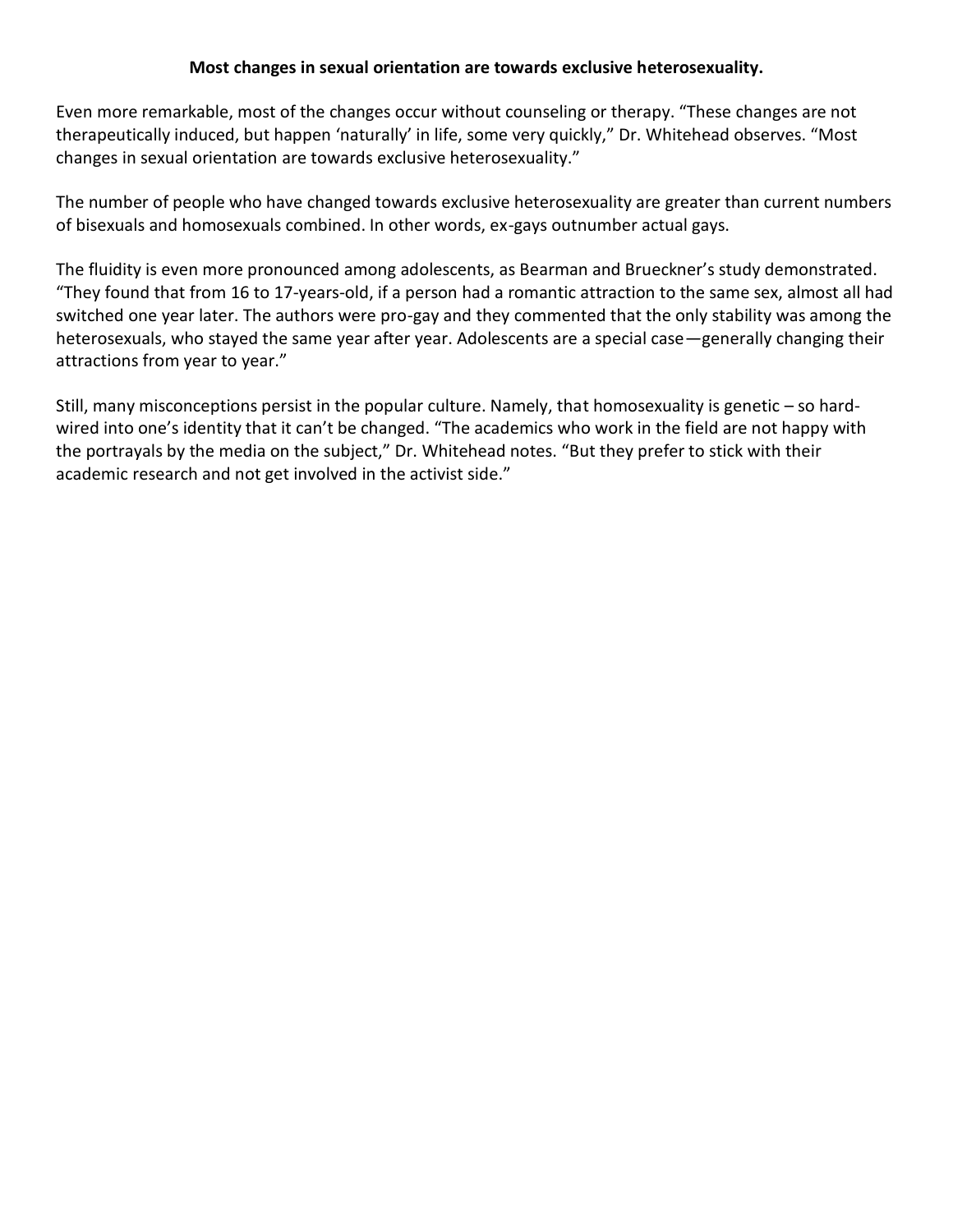**Most changes in sexual orientation are towards exclusive heterosexuality.**

Even more remarkable, most of the changes occur without counseling or therapy. “These changes are not therapeutically induced, but happen ‘naturally’ in life, some very quickly,” Dr. Whitehead observes. “Most changes in sexual orientation are towards exclusive heterosexuality.”

The number of people who have changed towards exclusive heterosexuality are greater than current numbers of bisexuals and homosexuals combined. In other words, ex-gays outnumber actual gays.

The fluidity is even more pronounced among adolescents, as Bearman and Brueckner’s study demonstrated. “They found that from 16 to 17-years-old, if a person had a romantic attraction to the same sex, almost all had switched one year later. The authors were pro-gay and they commented that the only stability was among the heterosexuals, who stayed the same year after year. Adolescents are a special case—generally changing their attractions from year to year.”

Still, many misconceptions persist in the popular culture. Namely, that homosexuality is genetic – so hard-wired into one’s identity that it can’t be changed. “The academics who work in the field are not happy with the portrayals by the media on the subject,” Dr. Whitehead notes. “But they prefer to stick with their academic research and not get involved in the activist side.”